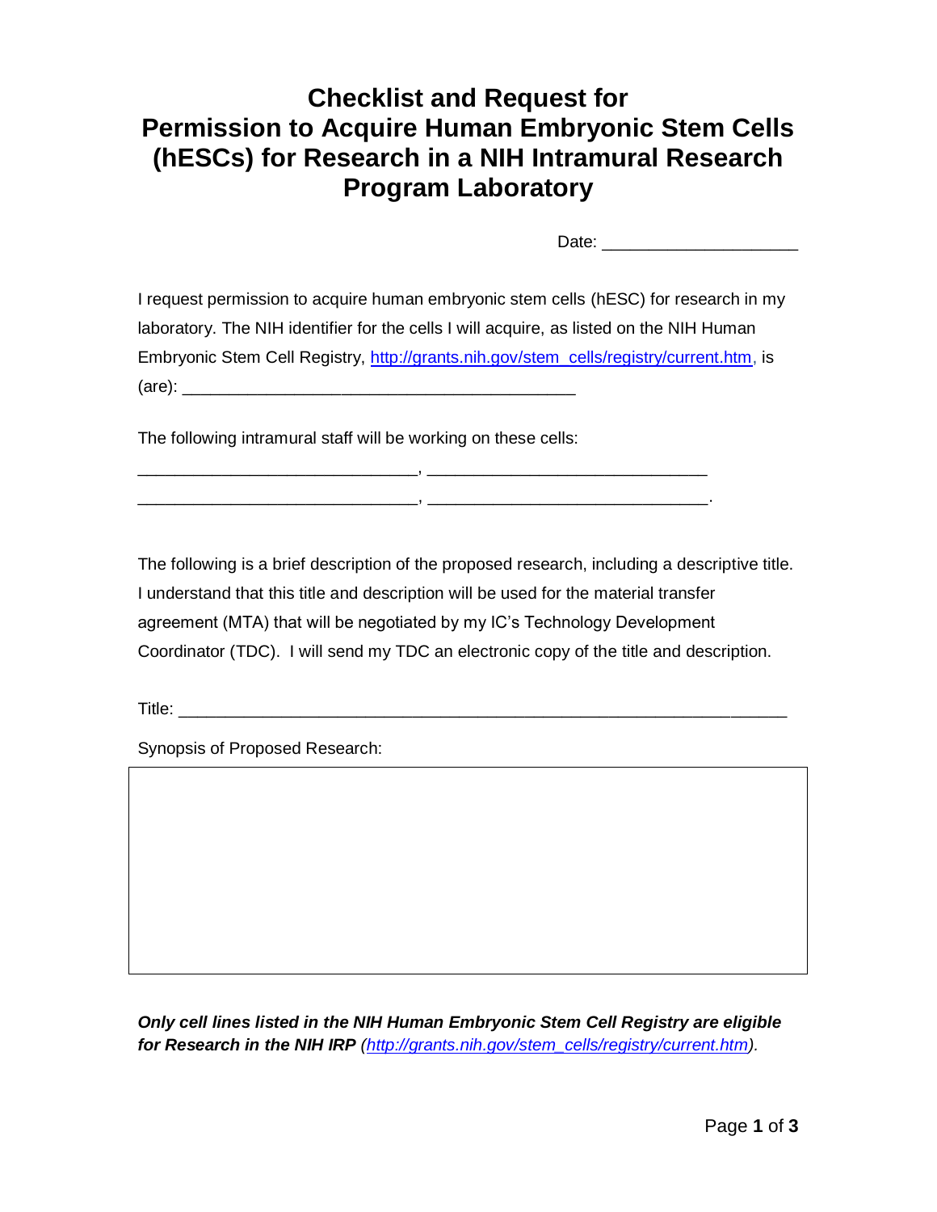# Checklist and Request for Permission to Acquire Human Embryonic Stem Cells (hESCs) for Research in a NIH Intramural Research Program Laboratory

Date: ____________________

I request permission to acquire human embryonic stem cells (hESC) for research in my laboratory. The NIH identifier for the cells I will acquire, as listed on the NIH Human Embryonic Stem Cell Registry, http://grants.nih.gov/stem_cells/registry/current.htm, is (are): _________________________________________

The following intramural staff will be working on these cells:

_____________________________, _____________________________

_____________________________, _____________________________.

The following is a brief description of the proposed research, including a descriptive title. I understand that this title and description will be used for the material transfer agreement (MTA) that will be negotiated by my IC's Technology Development Coordinator (TDC). I will send my TDC an electronic copy of the title and description.

Title: _______________________________________________________________

Synopsis of Proposed Research:

|  |
|---|
|  |

***Only cell lines listed in the NIH Human Embryonic Stem Cell Registry are eligible for Research in the NIH IRP*** *(http://grants.nih.gov/stem_cells/registry/current.htm).*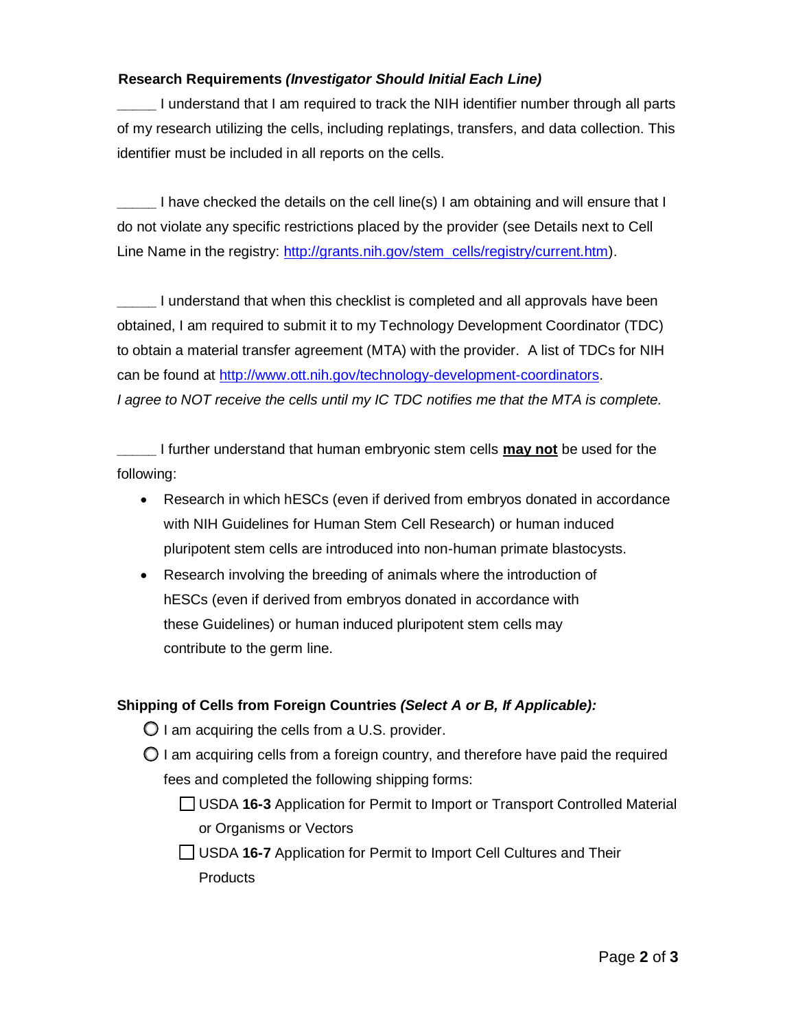**Research Requirements *(Investigator Should Initial Each Line)***

_____ I understand that I am required to track the NIH identifier number through all parts of my research utilizing the cells, including replatings, transfers, and data collection. This identifier must be included in all reports on the cells.

_____ I have checked the details on the cell line(s) I am obtaining and will ensure that I do not violate any specific restrictions placed by the provider (see Details next to Cell Line Name in the registry: http://grants.nih.gov/stem_cells/registry/current.htm).

_____ I understand that when this checklist is completed and all approvals have been obtained, I am required to submit it to my Technology Development Coordinator (TDC) to obtain a material transfer agreement (MTA) with the provider. A list of TDCs for NIH can be found at http://www.ott.nih.gov/technology-development-coordinators.
*I agree to NOT receive the cells until my IC TDC notifies me that the MTA is complete.*

_____ I further understand that human embryonic stem cells **may not** be used for the following:

- Research in which hESCs (even if derived from embryos donated in accordance with NIH Guidelines for Human Stem Cell Research) or human induced pluripotent stem cells are introduced into non-human primate blastocysts.
- Research involving the breeding of animals where the introduction of hESCs (even if derived from embryos donated in accordance with these Guidelines) or human induced pluripotent stem cells may contribute to the germ line.

**Shipping of Cells from Foreign Countries *(Select A or B, If Applicable):***

○ I am acquiring the cells from a U.S. provider.

○ I am acquiring cells from a foreign country, and therefore have paid the required fees and completed the following shipping forms:

- ☐ USDA **16-3** Application for Permit to Import or Transport Controlled Material or Organisms or Vectors
- ☐ USDA **16-7** Application for Permit to Import Cell Cultures and Their Products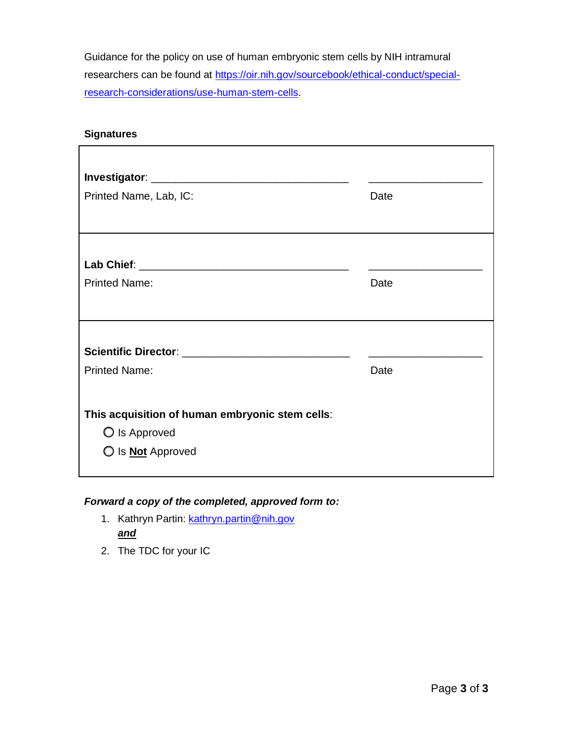Guidance for the policy on use of human embryonic stem cells by NIH intramural researchers can be found at [https://oir.nih.gov/sourcebook/ethical-conduct/special-research-considerations/use-human-stem-cells](https://oir.nih.gov/sourcebook/ethical-conduct/special-research-considerations/use-human-stem-cells).

**Signatures**

| | |
|---|---|
| **Investigator**: ________________________________<br>Printed Name, Lab, IC: | ___________________<br>Date |
| **Lab Chief**: ________________________________<br>Printed Name: | ___________________<br>Date |
| **Scientific Director**: ____________________________<br>Printed Name:<br><br>**This acquisition of human embryonic stem cells**:<br>○ Is Approved<br>○ Is **Not** Approved | ___________________<br>Date |

***Forward a copy of the completed, approved form to:***

1. Kathryn Partin: [kathryn.partin@nih.gov](mailto:kathryn.partin@nih.gov)
   ***and***
2. The TDC for your IC